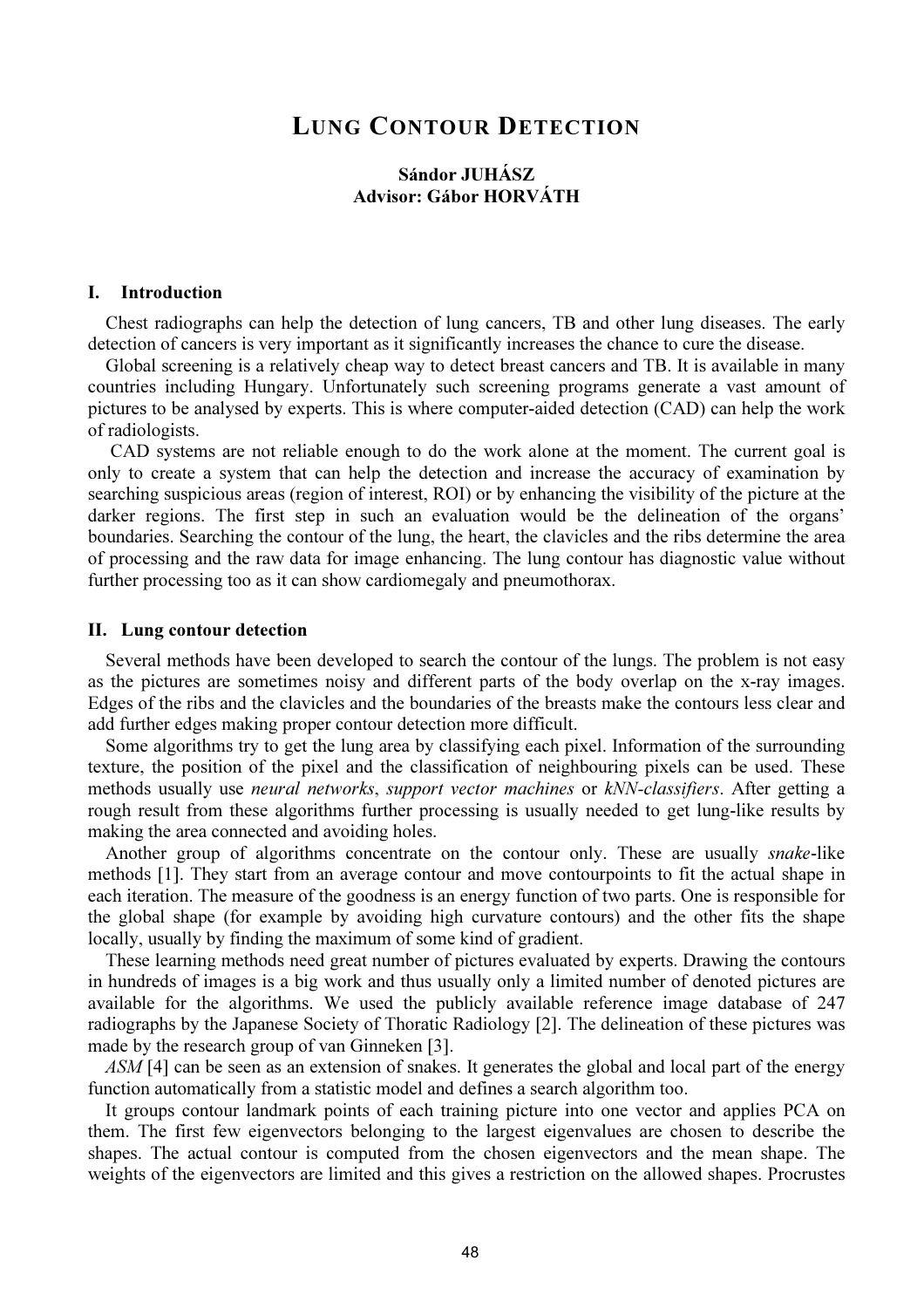# LUNG CONTOUR DETECTION

**Sándor JUHÁSZ**
**Advisor: Gábor HORVÁTH**

## I. Introduction

Chest radiographs can help the detection of lung cancers, TB and other lung diseases. The early detection of cancers is very important as it significantly increases the chance to cure the disease.

Global screening is a relatively cheap way to detect breast cancers and TB. It is available in many countries including Hungary. Unfortunately such screening programs generate a vast amount of pictures to be analysed by experts. This is where computer-aided detection (CAD) can help the work of radiologists.

CAD systems are not reliable enough to do the work alone at the moment. The current goal is only to create a system that can help the detection and increase the accuracy of examination by searching suspicious areas (region of interest, ROI) or by enhancing the visibility of the picture at the darker regions. The first step in such an evaluation would be the delineation of the organs' boundaries. Searching the contour of the lung, the heart, the clavicles and the ribs determine the area of processing and the raw data for image enhancing. The lung contour has diagnostic value without further processing too as it can show cardiomegaly and pneumothorax.

## II. Lung contour detection

Several methods have been developed to search the contour of the lungs. The problem is not easy as the pictures are sometimes noisy and different parts of the body overlap on the x-ray images. Edges of the ribs and the clavicles and the boundaries of the breasts make the contours less clear and add further edges making proper contour detection more difficult.

Some algorithms try to get the lung area by classifying each pixel. Information of the surrounding texture, the position of the pixel and the classification of neighbouring pixels can be used. These methods usually use *neural networks*, *support vector machines* or *kNN-classifiers*. After getting a rough result from these algorithms further processing is usually needed to get lung-like results by making the area connected and avoiding holes.

Another group of algorithms concentrate on the contour only. These are usually *snake*-like methods [1]. They start from an average contour and move contourpoints to fit the actual shape in each iteration. The measure of the goodness is an energy function of two parts. One is responsible for the global shape (for example by avoiding high curvature contours) and the other fits the shape locally, usually by finding the maximum of some kind of gradient.

These learning methods need great number of pictures evaluated by experts. Drawing the contours in hundreds of images is a big work and thus usually only a limited number of denoted pictures are available for the algorithms. We used the publicly available reference image database of 247 radiographs by the Japanese Society of Thoratic Radiology [2]. The delineation of these pictures was made by the research group of van Ginneken [3].

*ASM* [4] can be seen as an extension of snakes. It generates the global and local part of the energy function automatically from a statistic model and defines a search algorithm too.

It groups contour landmark points of each training picture into one vector and applies PCA on them. The first few eigenvectors belonging to the largest eigenvalues are chosen to describe the shapes. The actual contour is computed from the chosen eigenvectors and the mean shape. The weights of the eigenvectors are limited and this gives a restriction on the allowed shapes. Procrustes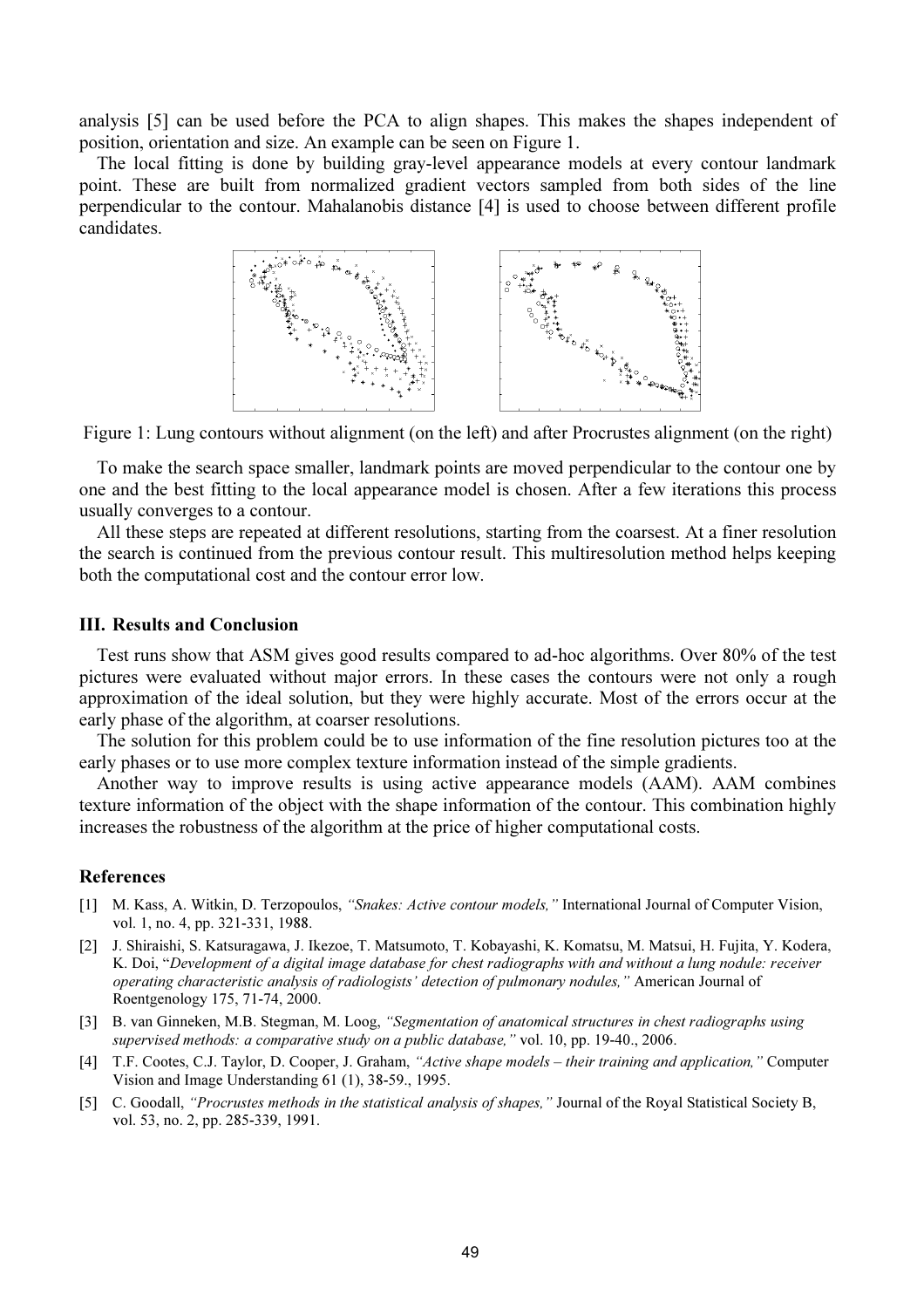analysis [5] can be used before the PCA to align shapes. This makes the shapes independent of position, orientation and size. An example can be seen on Figure 1.

The local fitting is done by building gray-level appearance models at every contour landmark point. These are built from normalized gradient vectors sampled from both sides of the line perpendicular to the contour. Mahalanobis distance [4] is used to choose between different profile candidates.

Figure 1: Lung contours without alignment (on the left) and after Procrustes alignment (on the right)

To make the search space smaller, landmark points are moved perpendicular to the contour one by one and the best fitting to the local appearance model is chosen. After a few iterations this process usually converges to a contour.

All these steps are repeated at different resolutions, starting from the coarsest. At a finer resolution the search is continued from the previous contour result. This multiresolution method helps keeping both the computational cost and the contour error low.

### III. Results and Conclusion

Test runs show that ASM gives good results compared to ad-hoc algorithms. Over 80% of the test pictures were evaluated without major errors. In these cases the contours were not only a rough approximation of the ideal solution, but they were highly accurate. Most of the errors occur at the early phase of the algorithm, at coarser resolutions.

The solution for this problem could be to use information of the fine resolution pictures too at the early phases or to use more complex texture information instead of the simple gradients.

Another way to improve results is using active appearance models (AAM). AAM combines texture information of the object with the shape information of the contour. This combination highly increases the robustness of the algorithm at the price of higher computational costs.

### References

[1] M. Kass, A. Witkin, D. Terzopoulos, *"Snakes: Active contour models,"* International Journal of Computer Vision, vol. 1, no. 4, pp. 321-331, 1988.

[2] J. Shiraishi, S. Katsuragawa, J. Ikezoe, T. Matsumoto, T. Kobayashi, K. Komatsu, M. Matsui, H. Fujita, Y. Kodera, K. Doi, "*Development of a digital image database for chest radiographs with and without a lung nodule: receiver operating characteristic analysis of radiologists' detection of pulmonary nodules,"* American Journal of Roentgenology 175, 71-74, 2000.

[3] B. van Ginneken, M.B. Stegman, M. Loog, *"Segmentation of anatomical structures in chest radiographs using supervised methods: a comparative study on a public database,"* vol. 10, pp. 19-40., 2006.

[4] T.F. Cootes, C.J. Taylor, D. Cooper, J. Graham, *"Active shape models – their training and application,"* Computer Vision and Image Understanding 61 (1), 38-59., 1995.

[5] C. Goodall, *"Procrustes methods in the statistical analysis of shapes,"* Journal of the Royal Statistical Society B, vol. 53, no. 2, pp. 285-339, 1991.